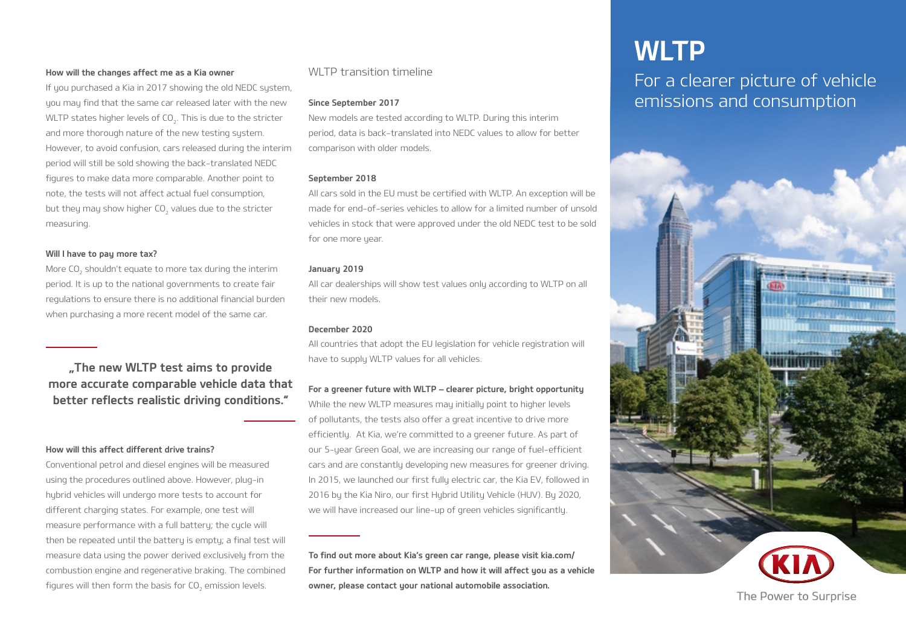# WLTP

## For a clearer picture of vehicle emissions and consumption

The Power to Surprise

### How will the changes affect me as a Kia owner

If you purchased a Kia in 2017 showing the old NEDC system, you may find that the same car released later with the new WLTP states higher levels of $CO_2$. This is due to the stricter and more thorough nature of the new testing system. However, to avoid confusion, cars released during the interim period will still be sold showing the back-translated NEDC figures to make data more comparable. Another point to note, the tests will not affect actual fuel consumption, but they may show higher $CO_2$ values due to the stricter measuring.

### Will I have to pay more tax?

More $CO_2$ shouldn't equate to more tax during the interim period. It is up to the national governments to create fair regulations to ensure there is no additional financial burden when purchasing a more recent model of the same car.

**„The new WLTP test aims to provide more accurate comparable vehicle data that better reflects realistic driving conditions."**

### How will this affect different drive trains?

Conventional petrol and diesel engines will be measured using the procedures outlined above. However, plug-in hybrid vehicles will undergo more tests to account for different charging states. For example, one test will measure performance with a full battery; the cycle will then be repeated until the battery is empty; a final test will measure data using the power derived exclusively from the combustion engine and regenerative braking. The combined figures will then form the basis for $CO_2$ emission levels.

## WLTP transition timeline

### Since September 2017

New models are tested according to WLTP. During this interim period, data is back-translated into NEDC values to allow for better comparison with older models.

### September 2018

All cars sold in the EU must be certified with WLTP. An exception will be made for end-of-series vehicles to allow for a limited number of unsold vehicles in stock that were approved under the old NEDC test to be sold for one more year.

### January 2019

All car dealerships will show test values only according to WLTP on all their new models.

### December 2020

All countries that adopt the EU legislation for vehicle registration will have to supply WLTP values for all vehicles.

### For a greener future with WLTP – clearer picture, bright opportunity

While the new WLTP measures may initially point to higher levels of pollutants, the tests also offer a great incentive to drive more efficiently. At Kia, we're committed to a greener future. As part of our 5-year Green Goal, we are increasing our range of fuel-efficient cars and are constantly developing new measures for greener driving. In 2015, we launched our first fully electric car, the Kia EV, followed in 2016 by the Kia Niro, our first Hybrid Utility Vehicle (HUV). By 2020, we will have increased our line-up of green vehicles significantly.

**To find out more about Kia's green car range, please visit kia.com/**
**For further information on WLTP and how it will affect you as a vehicle owner, please contact your national automobile association.**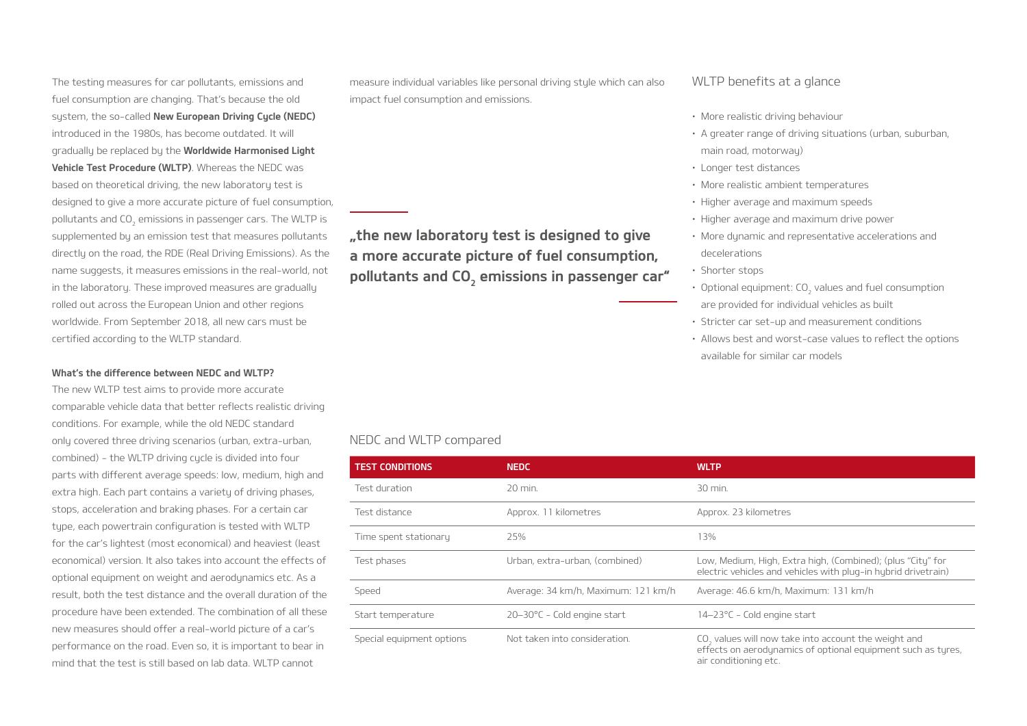The testing measures for car pollutants, emissions and fuel consumption are changing. That's because the old system, the so-called **New European Driving Cycle (NEDC)** introduced in the 1980s, has become outdated. It will gradually be replaced by the **Worldwide Harmonised Light Vehicle Test Procedure (WLTP)**. Whereas the NEDC was based on theoretical driving, the new laboratory test is designed to give a more accurate picture of fuel consumption, pollutants and $CO_2$ emissions in passenger cars. The WLTP is supplemented by an emission test that measures pollutants directly on the road, the RDE (Real Driving Emissions). As the name suggests, it measures emissions in the real-world, not in the laboratory. These improved measures are gradually rolled out across the European Union and other regions worldwide. From September 2018, all new cars must be certified according to the WLTP standard.

**What's the difference between NEDC and WLTP?**

The new WLTP test aims to provide more accurate comparable vehicle data that better reflects realistic driving conditions. For example, while the old NEDC standard only covered three driving scenarios (urban, extra-urban, combined) - the WLTP driving cycle is divided into four parts with different average speeds: low, medium, high and extra high. Each part contains a variety of driving phases, stops, acceleration and braking phases. For a certain car type, each powertrain configuration is tested with WLTP for the car's lightest (most economical) and heaviest (least economical) version. It also takes into account the effects of optional equipment on weight and aerodynamics etc. As a result, both the test distance and the overall duration of the procedure have been extended. The combination of all these new measures should offer a real-world picture of a car's performance on the road. Even so, it is important to bear in mind that the test is still based on lab data. WLTP cannot measure individual variables like personal driving style which can also impact fuel consumption and emissions.

> **„the new laboratory test is designed to give a more accurate picture of fuel consumption, pollutants and $CO_2$ emissions in passenger car"**

## WLTP benefits at a glance

- More realistic driving behaviour
- A greater range of driving situations (urban, suburban, main road, motorway)
- Longer test distances
- More realistic ambient temperatures
- Higher average and maximum speeds
- Higher average and maximum drive power
- More dynamic and representative accelerations and decelerations
- Shorter stops
- Optional equipment: $CO_2$ values and fuel consumption are provided for individual vehicles as built
- Stricter car set-up and measurement conditions
- Allows best and worst-case values to reflect the options available for similar car models

## NEDC and WLTP compared

| TEST CONDITIONS | NEDC | WLTP |
|---|---|---|
| Test duration | 20 min. | 30 min. |
| Test distance | Approx. 11 kilometres | Approx. 23 kilometres |
| Time spent stationary | 25% | 13% |
| Test phases | Urban, extra-urban, (combined) | Low, Medium, High, Extra high, (Combined); (plus "City" for electric vehicles and vehicles with plug-in hybrid drivetrain) |
| Speed | Average: 34 km/h, Maximum: 121 km/h | Average: 46.6 km/h, Maximum: 131 km/h |
| Start temperature | 20–30°C - Cold engine start | 14–23°C - Cold engine start |
| Special equipment options | Not taken into consideration. | $CO_2$ values will now take into account the weight and effects on aerodynamics of optional equipment such as tyres, air conditioning etc. |